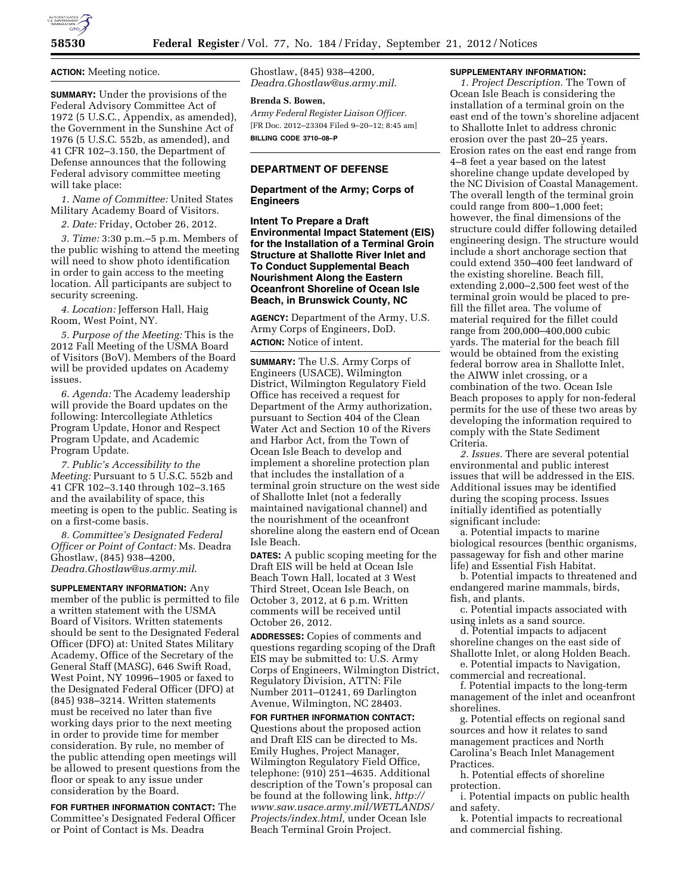**ACTION:** Meeting notice.

**SUMMARY:** Under the provisions of the Federal Advisory Committee Act of 1972 (5 U.S.C., Appendix, as amended), the Government in the Sunshine Act of 1976 (5 U.S.C. 552b, as amended), and 41 CFR 102–3.150, the Department of Defense announces that the following Federal advisory committee meeting will take place:

*1. Name of Committee:* United States Military Academy Board of Visitors.

*2. Date:* Friday, October 26, 2012.

*3. Time:* 3:30 p.m.–5 p.m. Members of the public wishing to attend the meeting will need to show photo identification in order to gain access to the meeting location. All participants are subject to security screening.

*4. Location:* Jefferson Hall, Haig Room, West Point, NY.

*5. Purpose of the Meeting:* This is the 2012 Fall Meeting of the USMA Board of Visitors (BoV). Members of the Board will be provided updates on Academy issues.

*6. Agenda:* The Academy leadership will provide the Board updates on the following: Intercollegiate Athletics Program Update, Honor and Respect Program Update, and Academic Program Update.

*7. Public's Accessibility to the Meeting:* Pursuant to 5 U.S.C. 552b and 41 CFR 102–3.140 through 102–3.165 and the availability of space, this meeting is open to the public. Seating is on a first-come basis.

*8. Committee's Designated Federal Officer or Point of Contact:* Ms. Deadra Ghostlaw, (845) 938–4200, *Deadra.Ghostlaw@us.army.mil*.

**SUPPLEMENTARY INFORMATION:** Any member of the public is permitted to file a written statement with the USMA Board of Visitors. Written statements should be sent to the Designated Federal Officer (DFO) at: United States Military Academy, Office of the Secretary of the General Staff (MASG), 646 Swift Road, West Point, NY 10996–1905 or faxed to the Designated Federal Officer (DFO) at (845) 938–3214. Written statements must be received no later than five working days prior to the next meeting in order to provide time for member consideration. By rule, no member of the public attending open meetings will be allowed to present questions from the floor or speak to any issue under consideration by the Board.

**FOR FURTHER INFORMATION CONTACT:** The Committee's Designated Federal Officer or Point of Contact is Ms. Deadra Ghostlaw, (845) 938–4200, *Deadra.Ghostlaw@us.army.mil*.

**Brenda S. Bowen,**

*Army Federal Register Liaison Officer.*

[FR Doc. 2012–23304 Filed 9–20–12; 8:45 am]

**BILLING CODE 3710–08–P**

## DEPARTMENT OF DEFENSE

### Department of the Army; Corps of Engineers

### Intent To Prepare a Draft Environmental Impact Statement (EIS) for the Installation of a Terminal Groin Structure at Shallotte River Inlet and To Conduct Supplemental Beach Nourishment Along the Eastern Oceanfront Shoreline of Ocean Isle Beach, in Brunswick County, NC

**AGENCY:** Department of the Army, U.S. Army Corps of Engineers, DoD.

**ACTION:** Notice of intent.

**SUMMARY:** The U.S. Army Corps of Engineers (USACE), Wilmington District, Wilmington Regulatory Field Office has received a request for Department of the Army authorization, pursuant to Section 404 of the Clean Water Act and Section 10 of the Rivers and Harbor Act, from the Town of Ocean Isle Beach to develop and implement a shoreline protection plan that includes the installation of a terminal groin structure on the west side of Shallotte Inlet (not a federally maintained navigational channel) and the nourishment of the oceanfront shoreline along the eastern end of Ocean Isle Beach.

**DATES:** A public scoping meeting for the Draft EIS will be held at Ocean Isle Beach Town Hall, located at 3 West Third Street, Ocean Isle Beach, on October 3, 2012, at 6 p.m. Written comments will be received until October 26, 2012.

**ADDRESSES:** Copies of comments and questions regarding scoping of the Draft EIS may be submitted to: U.S. Army Corps of Engineers, Wilmington District, Regulatory Division, ATTN: File Number 2011–01241, 69 Darlington Avenue, Wilmington, NC 28403.

**FOR FURTHER INFORMATION CONTACT:** Questions about the proposed action and Draft EIS can be directed to Ms. Emily Hughes, Project Manager, Wilmington Regulatory Field Office, telephone: (910) 251–4635. Additional description of the Town's proposal can be found at the following link, *http://www.saw.usace.army.mil/WETLANDS/Projects/index.html,* under Ocean Isle Beach Terminal Groin Project.

**SUPPLEMENTARY INFORMATION:**

*1. Project Description.* The Town of Ocean Isle Beach is considering the installation of a terminal groin on the east end of the town's shoreline adjacent to Shallotte Inlet to address chronic erosion over the past 20–25 years. Erosion rates on the east end range from 4–8 feet a year based on the latest shoreline change update developed by the NC Division of Coastal Management. The overall length of the terminal groin could range from 800–1,000 feet; however, the final dimensions of the structure could differ following detailed engineering design. The structure would include a short anchorage section that could extend 350–400 feet landward of the existing shoreline. Beach fill, extending 2,000–2,500 feet west of the terminal groin would be placed to pre-fill the fillet area. The volume of material required for the fillet could range from 200,000–400,000 cubic yards. The material for the beach fill would be obtained from the existing federal borrow area in Shallotte Inlet, the AIWW inlet crossing, or a combination of the two. Ocean Isle Beach proposes to apply for non-federal permits for the use of these two areas by developing the information required to comply with the State Sediment Criteria.

*2. Issues.* There are several potential environmental and public interest issues that will be addressed in the EIS. Additional issues may be identified during the scoping process. Issues initially identified as potentially significant include:

a. Potential impacts to marine biological resources (benthic organisms, passageway for fish and other marine life) and Essential Fish Habitat.

b. Potential impacts to threatened and endangered marine mammals, birds, fish, and plants.

c. Potential impacts associated with using inlets as a sand source.

d. Potential impacts to adjacent shoreline changes on the east side of Shallotte Inlet, or along Holden Beach.

e. Potential impacts to Navigation, commercial and recreational.

f. Potential impacts to the long-term management of the inlet and oceanfront shorelines.

g. Potential effects on regional sand sources and how it relates to sand management practices and North Carolina's Beach Inlet Management Practices.

h. Potential effects of shoreline protection.

i. Potential impacts on public health and safety.

k. Potential impacts to recreational and commercial fishing.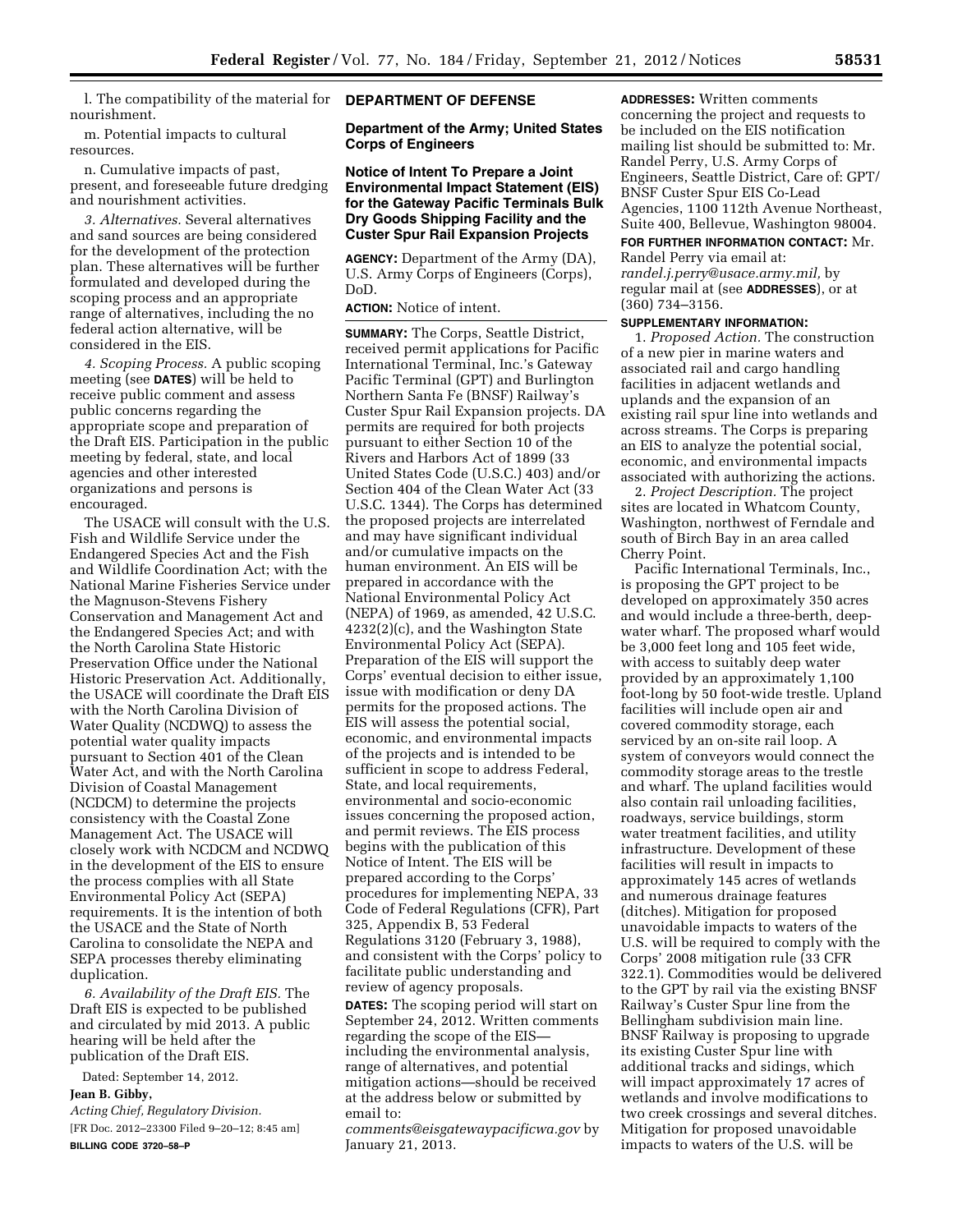l. The compatibility of the material for nourishment.

m. Potential impacts to cultural resources.

n. Cumulative impacts of past, present, and foreseeable future dredging and nourishment activities.

*3. Alternatives.* Several alternatives and sand sources are being considered for the development of the protection plan. These alternatives will be further formulated and developed during the scoping process and an appropriate range of alternatives, including the no federal action alternative, will be considered in the EIS.

*4. Scoping Process.* A public scoping meeting (see **DATES**) will be held to receive public comment and assess public concerns regarding the appropriate scope and preparation of the Draft EIS. Participation in the public meeting by federal, state, and local agencies and other interested organizations and persons is encouraged.

The USACE will consult with the U.S. Fish and Wildlife Service under the Endangered Species Act and the Fish and Wildlife Coordination Act; with the National Marine Fisheries Service under the Magnuson-Stevens Fishery Conservation and Management Act and the Endangered Species Act; and with the North Carolina State Historic Preservation Office under the National Historic Preservation Act. Additionally, the USACE will coordinate the Draft EIS with the North Carolina Division of Water Quality (NCDWQ) to assess the potential water quality impacts pursuant to Section 401 of the Clean Water Act, and with the North Carolina Division of Coastal Management (NCDCM) to determine the projects consistency with the Coastal Zone Management Act. The USACE will closely work with NCDCM and NCDWQ in the development of the EIS to ensure the process complies with all State Environmental Policy Act (SEPA) requirements. It is the intention of both the USACE and the State of North Carolina to consolidate the NEPA and SEPA processes thereby eliminating duplication.

*6. Availability of the Draft EIS.* The Draft EIS is expected to be published and circulated by mid 2013. A public hearing will be held after the publication of the Draft EIS.

Dated: September 14, 2012.

**Jean B. Gibby,**

*Acting Chief, Regulatory Division.*

[FR Doc. 2012–23300 Filed 9–20–12; 8:45 am]

**BILLING CODE 3720–58–P**

## DEPARTMENT OF DEFENSE

### Department of the Army; United States Corps of Engineers

### Notice of Intent To Prepare a Joint Environmental Impact Statement (EIS) for the Gateway Pacific Terminals Bulk Dry Goods Shipping Facility and the Custer Spur Rail Expansion Projects

**AGENCY:** Department of the Army (DA), U.S. Army Corps of Engineers (Corps), DoD.

**ACTION:** Notice of intent.

**SUMMARY:** The Corps, Seattle District, received permit applications for Pacific International Terminal, Inc.'s Gateway Pacific Terminal (GPT) and Burlington Northern Santa Fe (BNSF) Railway's Custer Spur Rail Expansion projects. DA permits are required for both projects pursuant to either Section 10 of the Rivers and Harbors Act of 1899 (33 United States Code (U.S.C.) 403) and/or Section 404 of the Clean Water Act (33 U.S.C. 1344). The Corps has determined the proposed projects are interrelated and may have significant individual and/or cumulative impacts on the human environment. An EIS will be prepared in accordance with the National Environmental Policy Act (NEPA) of 1969, as amended, 42 U.S.C. 4232(2)(c), and the Washington State Environmental Policy Act (SEPA). Preparation of the EIS will support the Corps' eventual decision to either issue, issue with modification or deny DA permits for the proposed actions. The EIS will assess the potential social, economic, and environmental impacts of the projects and is intended to be sufficient in scope to address Federal, State, and local requirements, environmental and socio-economic issues concerning the proposed action, and permit reviews. The EIS process begins with the publication of this Notice of Intent. The EIS will be prepared according to the Corps' procedures for implementing NEPA, 33 Code of Federal Regulations (CFR), Part 325, Appendix B, 53 Federal Regulations 3120 (February 3, 1988), and consistent with the Corps' policy to facilitate public understanding and review of agency proposals.

**DATES:** The scoping period will start on September 24, 2012. Written comments regarding the scope of the EIS—including the environmental analysis, range of alternatives, and potential mitigation actions—should be received at the address below or submitted by email to: *comments@eisgatewaypacificwa.gov* by January 21, 2013.

**ADDRESSES:** Written comments concerning the project and requests to be included on the EIS notification mailing list should be submitted to: Mr. Randel Perry, U.S. Army Corps of Engineers, Seattle District, Care of: GPT/BNSF Custer Spur EIS Co-Lead Agencies, 1100 112th Avenue Northeast, Suite 400, Bellevue, Washington 98004.

**FOR FURTHER INFORMATION CONTACT:** Mr. Randel Perry via email at: *randel.j.perry@usace.army.mil,* by regular mail at (see **ADDRESSES**), or at (360) 734–3156.

**SUPPLEMENTARY INFORMATION:**

*1. Proposed Action.* The construction of a new pier in marine waters and associated rail and cargo handling facilities in adjacent wetlands and uplands and the expansion of an existing rail spur line into wetlands and across streams. The Corps is preparing an EIS to analyze the potential social, economic, and environmental impacts associated with authorizing the actions.

*2. Project Description.* The project sites are located in Whatcom County, Washington, northwest of Ferndale and south of Birch Bay in an area called Cherry Point.

Pacific International Terminals, Inc., is proposing the GPT project to be developed on approximately 350 acres and would include a three-berth, deep-water wharf. The proposed wharf would be 3,000 feet long and 105 feet wide, with access to suitably deep water provided by an approximately 1,100 foot-long by 50 foot-wide trestle. Upland facilities will include open air and covered commodity storage, each serviced by an on-site rail loop. A system of conveyors would connect the commodity storage areas to the trestle and wharf. The upland facilities would also contain rail unloading facilities, roadways, service buildings, storm water treatment facilities, and utility infrastructure. Development of these facilities will result in impacts to approximately 145 acres of wetlands and numerous drainage features (ditches). Mitigation for proposed unavoidable impacts to waters of the U.S. will be required to comply with the Corps' 2008 mitigation rule (33 CFR 322.1). Commodities would be delivered to the GPT by rail via the existing BNSF Railway's Custer Spur line from the Bellingham subdivision main line. BNSF Railway is proposing to upgrade its existing Custer Spur line with additional tracks and sidings, which will impact approximately 17 acres of wetlands and involve modifications to two creek crossings and several ditches. Mitigation for proposed unavoidable impacts to waters of the U.S. will be